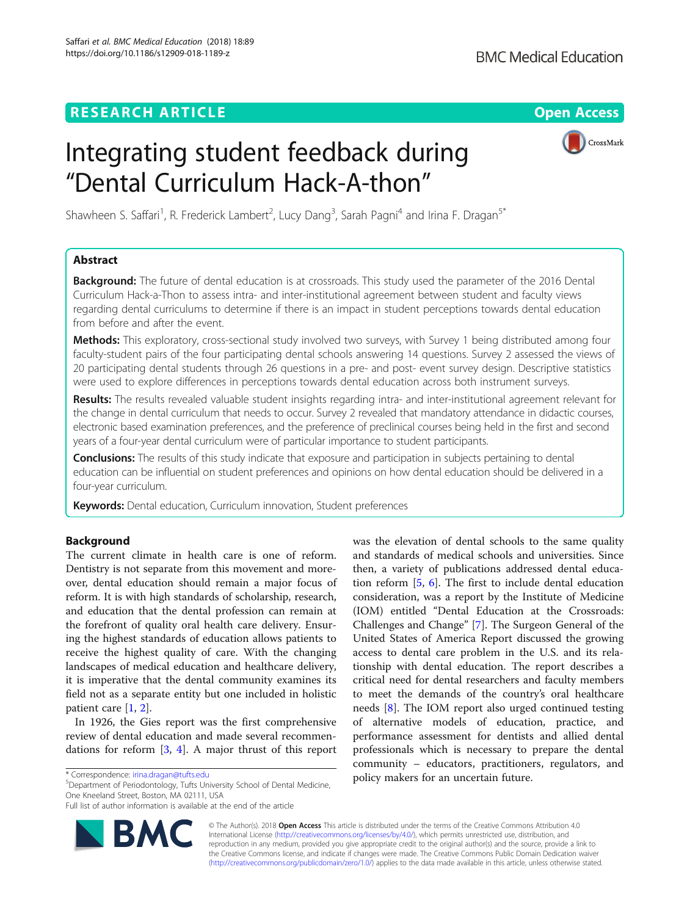# Integrating student feedback during "Dental Curriculum Hack-A-thon"

Shawheen S. Saffari[1], R. Frederick Lambert[2], Lucy Dang[3], Sarah Pagni[4] and Irina F. Dragan[5*]

## Abstract

**Background:** The future of dental education is at crossroads. This study used the parameter of the 2016 Dental Curriculum Hack-a-Thon to assess intra- and inter-institutional agreement between student and faculty views regarding dental curriculums to determine if there is an impact in student perceptions towards dental education from before and after the event.

**Methods:** This exploratory, cross-sectional study involved two surveys, with Survey 1 being distributed among four faculty-student pairs of the four participating dental schools answering 14 questions. Survey 2 assessed the views of 20 participating dental students through 26 questions in a pre- and post- event survey design. Descriptive statistics were used to explore differences in perceptions towards dental education across both instrument surveys.

**Results:** The results revealed valuable student insights regarding intra- and inter-institutional agreement relevant for the change in dental curriculum that needs to occur. Survey 2 revealed that mandatory attendance in didactic courses, electronic based examination preferences, and the preference of preclinical courses being held in the first and second years of a four-year dental curriculum were of particular importance to student participants.

**Conclusions:** The results of this study indicate that exposure and participation in subjects pertaining to dental education can be influential on student preferences and opinions on how dental education should be delivered in a four-year curriculum.

**Keywords:** Dental education, Curriculum innovation, Student preferences

## Background

The current climate in health care is one of reform. Dentistry is not separate from this movement and moreover, dental education should remain a major focus of reform. It is with high standards of scholarship, research, and education that the dental profession can remain at the forefront of quality oral health care delivery. Ensuring the highest standards of education allows patients to receive the highest quality of care. With the changing landscapes of medical education and healthcare delivery, it is imperative that the dental community examines its field not as a separate entity but one included in holistic patient care [1, 2].

In 1926, the Gies report was the first comprehensive review of dental education and made several recommendations for reform [3, 4]. A major thrust of this report was the elevation of dental schools to the same quality and standards of medical schools and universities. Since then, a variety of publications addressed dental education reform [5, 6]. The first to include dental education consideration, was a report by the Institute of Medicine (IOM) entitled "Dental Education at the Crossroads: Challenges and Change" [7]. The Surgeon General of the United States of America Report discussed the growing access to dental care problem in the U.S. and its relationship with dental education. The report describes a critical need for dental researchers and faculty members to meet the demands of the country's oral healthcare needs [8]. The IOM report also urged continued testing of alternative models of education, practice, and performance assessment for dentists and allied dental professionals which is necessary to prepare the dental community – educators, practitioners, regulators, and policy makers for an uncertain future.

\* Correspondence: irina.dragan@tufts.edu
[5]Department of Periodontology, Tufts University School of Dental Medicine, One Kneeland Street, Boston, MA 02111, USA
Full list of author information is available at the end of the article

© The Author(s). 2018 **Open Access** This article is distributed under the terms of the Creative Commons Attribution 4.0 International License (http://creativecommons.org/licenses/by/4.0/), which permits unrestricted use, distribution, and reproduction in any medium, provided you give appropriate credit to the original author(s) and the source, provide a link to the Creative Commons license, and indicate if changes were made. The Creative Commons Public Domain Dedication waiver (http://creativecommons.org/publicdomain/zero/1.0/) applies to the data made available in this article, unless otherwise stated.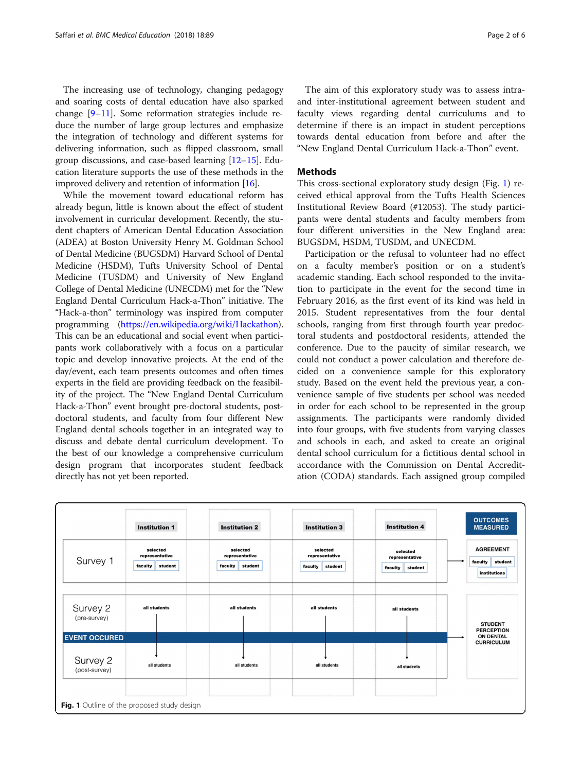The increasing use of technology, changing pedagogy and soaring costs of dental education have also sparked change [9–11]. Some reformation strategies include reduce the number of large group lectures and emphasize the integration of technology and different systems for delivering information, such as flipped classroom, small group discussions, and case-based learning [12–15]. Education literature supports the use of these methods in the improved delivery and retention of information [16].

While the movement toward educational reform has already begun, little is known about the effect of student involvement in curricular development. Recently, the student chapters of American Dental Education Association (ADEA) at Boston University Henry M. Goldman School of Dental Medicine (BUGSDM) Harvard School of Dental Medicine (HSDM), Tufts University School of Dental Medicine (TUSDM) and University of New England College of Dental Medicine (UNECDM) met for the "New England Dental Curriculum Hack-a-Thon" initiative. The "Hack-a-thon" terminology was inspired from computer programming (https://en.wikipedia.org/wiki/Hackathon). This can be an educational and social event when participants work collaboratively with a focus on a particular topic and develop innovative projects. At the end of the day/event, each team presents outcomes and often times experts in the field are providing feedback on the feasibility of the project. The "New England Dental Curriculum Hack-a-Thon" event brought pre-doctoral students, post-doctoral students, and faculty from four different New England dental schools together in an integrated way to discuss and debate dental curriculum development. To the best of our knowledge a comprehensive curriculum design program that incorporates student feedback directly has not yet been reported.

The aim of this exploratory study was to assess intra- and inter-institutional agreement between student and faculty views regarding dental curriculums and to determine if there is an impact in student perceptions towards dental education from before and after the "New England Dental Curriculum Hack-a-Thon" event.

## Methods

This cross-sectional exploratory study design (Fig. 1) received ethical approval from the Tufts Health Sciences Institutional Review Board (#12053). The study participants were dental students and faculty members from four different universities in the New England area: BUGSDM, HSDM, TUSDM, and UNECDM.

Participation or the refusal to volunteer had no effect on a faculty member's position or on a student's academic standing. Each school responded to the invitation to participate in the event for the second time in February 2016, as the first event of its kind was held in 2015. Student representatives from the four dental schools, ranging from first through fourth year predoctoral students and postdoctoral residents, attended the conference. Due to the paucity of similar research, we could not conduct a power calculation and therefore decided on a convenience sample for this exploratory study. Based on the event held the previous year, a convenience sample of five students per school was needed in order for each school to be represented in the group assignments. The participants were randomly divided into four groups, with five students from varying classes and schools in each, and asked to create an original dental school curriculum for a fictitious dental school in accordance with the Commission on Dental Accreditation (CODA) standards. Each assigned group compiled

Institution 1
Institution 2
Institution 3
Institution 4
OUTCOMES MEASURED

Survey 1
selected representative
faculty
student
AGREEMENT
faculty
student
institutions

Survey 2 (pre-survey)
all students
EVENT OCCURED
Survey 2 (post-survey)
all students
STUDENT PERCEPTION ON DENTAL CURRICULUM

Fig. 1 Outline of the proposed study design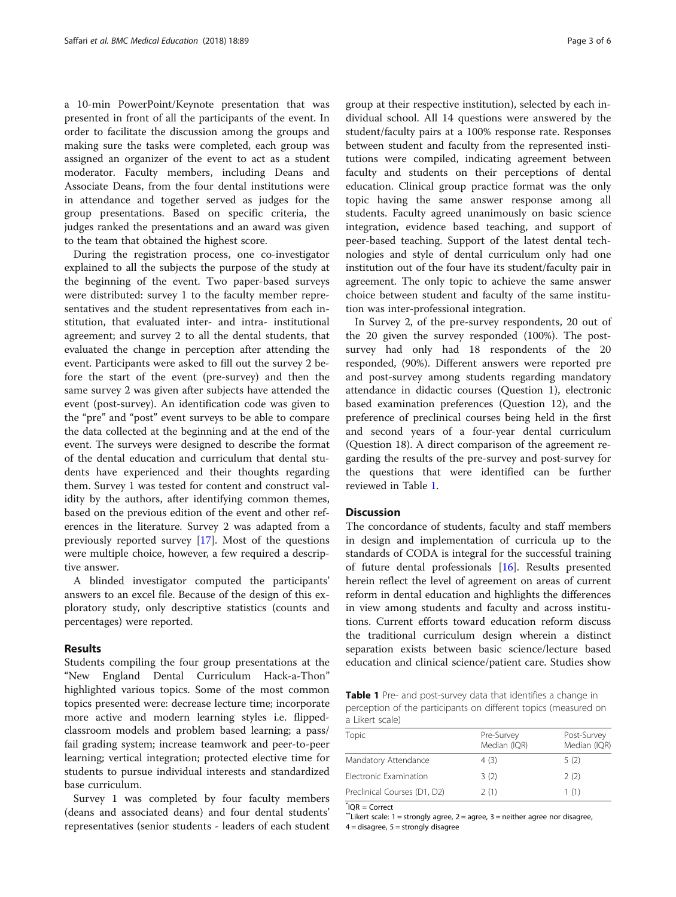a 10-min PowerPoint/Keynote presentation that was presented in front of all the participants of the event. In order to facilitate the discussion among the groups and making sure the tasks were completed, each group was assigned an organizer of the event to act as a student moderator. Faculty members, including Deans and Associate Deans, from the four dental institutions were in attendance and together served as judges for the group presentations. Based on specific criteria, the judges ranked the presentations and an award was given to the team that obtained the highest score.

During the registration process, one co-investigator explained to all the subjects the purpose of the study at the beginning of the event. Two paper-based surveys were distributed: survey 1 to the faculty member representatives and the student representatives from each institution, that evaluated inter- and intra- institutional agreement; and survey 2 to all the dental students, that evaluated the change in perception after attending the event. Participants were asked to fill out the survey 2 before the start of the event (pre-survey) and then the same survey 2 was given after subjects have attended the event (post-survey). An identification code was given to the "pre" and "post" event surveys to be able to compare the data collected at the beginning and at the end of the event. The surveys were designed to describe the format of the dental education and curriculum that dental students have experienced and their thoughts regarding them. Survey 1 was tested for content and construct validity by the authors, after identifying common themes, based on the previous edition of the event and other references in the literature. Survey 2 was adapted from a previously reported survey [17]. Most of the questions were multiple choice, however, a few required a descriptive answer.

A blinded investigator computed the participants' answers to an excel file. Because of the design of this exploratory study, only descriptive statistics (counts and percentages) were reported.

## Results

Students compiling the four group presentations at the "New England Dental Curriculum Hack-a-Thon" highlighted various topics. Some of the most common topics presented were: decrease lecture time; incorporate more active and modern learning styles i.e. flipped-classroom models and problem based learning; a pass/fail grading system; increase teamwork and peer-to-peer learning; vertical integration; protected elective time for students to pursue individual interests and standardized base curriculum.

Survey 1 was completed by four faculty members (deans and associated deans) and four dental students' representatives (senior students - leaders of each student group at their respective institution), selected by each individual school. All 14 questions were answered by the student/faculty pairs at a 100% response rate. Responses between student and faculty from the represented institutions were compiled, indicating agreement between faculty and students on their perceptions of dental education. Clinical group practice format was the only topic having the same answer response among all students. Faculty agreed unanimously on basic science integration, evidence based teaching, and support of peer-based teaching. Support of the latest dental technologies and style of dental curriculum only had one institution out of the four have its student/faculty pair in agreement. The only topic to achieve the same answer choice between student and faculty of the same institution was inter-professional integration.

In Survey 2, of the pre-survey respondents, 20 out of the 20 given the survey responded (100%). The post-survey had only had 18 respondents of the 20 responded, (90%). Different answers were reported pre and post-survey among students regarding mandatory attendance in didactic courses (Question 1), electronic based examination preferences (Question 12), and the preference of preclinical courses being held in the first and second years of a four-year dental curriculum (Question 18). A direct comparison of the agreement regarding the results of the pre-survey and post-survey for the questions that were identified can be further reviewed in Table 1.

## Discussion

The concordance of students, faculty and staff members in design and implementation of curricula up to the standards of CODA is integral for the successful training of future dental professionals [16]. Results presented herein reflect the level of agreement on areas of current reform in dental education and highlights the differences in view among students and faculty and across institutions. Current efforts toward education reform discuss the traditional curriculum design wherein a distinct separation exists between basic science/lecture based education and clinical science/patient care. Studies show

**Table 1** Pre- and post-survey data that identifies a change in perception of the participants on different topics (measured on a Likert scale)

| Topic | Pre-Survey Median (IQR) | Post-Survey Median (IQR) |
|---|---|---|
| Mandatory Attendance | 4 (3) | 5 (2) |
| Electronic Examination | 3 (2) | 2 (2) |
| Preclinical Courses (D1, D2) | 2 (1) | 1 (1) |

*IQR = Correct

**Likert scale: 1 = strongly agree, 2 = agree, 3 = neither agree nor disagree, 4 = disagree, 5 = strongly disagree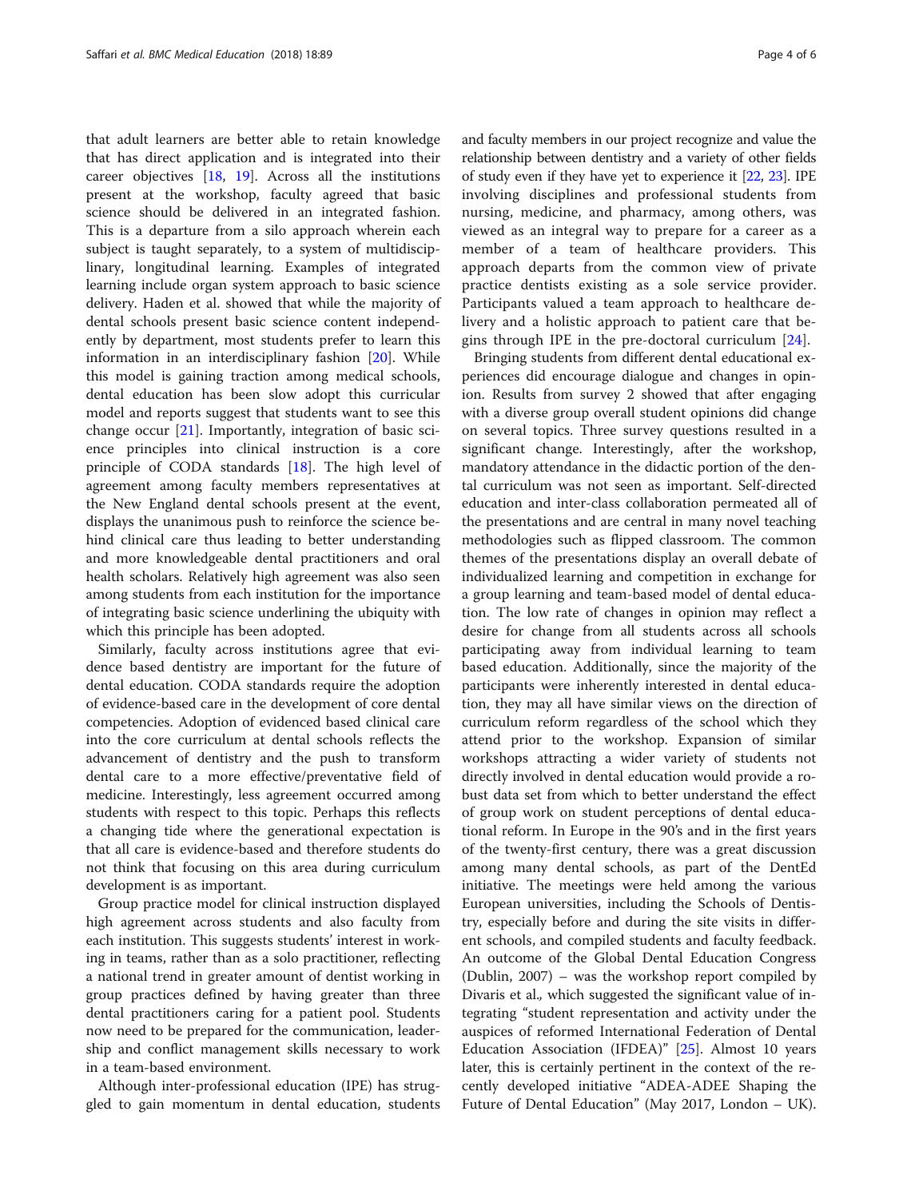that adult learners are better able to retain knowledge that has direct application and is integrated into their career objectives [18, 19]. Across all the institutions present at the workshop, faculty agreed that basic science should be delivered in an integrated fashion. This is a departure from a silo approach wherein each subject is taught separately, to a system of multidisciplinary, longitudinal learning. Examples of integrated learning include organ system approach to basic science delivery. Haden et al. showed that while the majority of dental schools present basic science content independently by department, most students prefer to learn this information in an interdisciplinary fashion [20]. While this model is gaining traction among medical schools, dental education has been slow adopt this curricular model and reports suggest that students want to see this change occur [21]. Importantly, integration of basic science principles into clinical instruction is a core principle of CODA standards [18]. The high level of agreement among faculty members representatives at the New England dental schools present at the event, displays the unanimous push to reinforce the science behind clinical care thus leading to better understanding and more knowledgeable dental practitioners and oral health scholars. Relatively high agreement was also seen among students from each institution for the importance of integrating basic science underlining the ubiquity with which this principle has been adopted.

Similarly, faculty across institutions agree that evidence based dentistry are important for the future of dental education. CODA standards require the adoption of evidence-based care in the development of core dental competencies. Adoption of evidenced based clinical care into the core curriculum at dental schools reflects the advancement of dentistry and the push to transform dental care to a more effective/preventative field of medicine. Interestingly, less agreement occurred among students with respect to this topic. Perhaps this reflects a changing tide where the generational expectation is that all care is evidence-based and therefore students do not think that focusing on this area during curriculum development is as important.

Group practice model for clinical instruction displayed high agreement across students and also faculty from each institution. This suggests students' interest in working in teams, rather than as a solo practitioner, reflecting a national trend in greater amount of dentist working in group practices defined by having greater than three dental practitioners caring for a patient pool. Students now need to be prepared for the communication, leadership and conflict management skills necessary to work in a team-based environment.

Although inter-professional education (IPE) has struggled to gain momentum in dental education, students and faculty members in our project recognize and value the relationship between dentistry and a variety of other fields of study even if they have yet to experience it [22, 23]. IPE involving disciplines and professional students from nursing, medicine, and pharmacy, among others, was viewed as an integral way to prepare for a career as a member of a team of healthcare providers. This approach departs from the common view of private practice dentists existing as a sole service provider. Participants valued a team approach to healthcare delivery and a holistic approach to patient care that begins through IPE in the pre-doctoral curriculum [24].

Bringing students from different dental educational experiences did encourage dialogue and changes in opinion. Results from survey 2 showed that after engaging with a diverse group overall student opinions did change on several topics. Three survey questions resulted in a significant change. Interestingly, after the workshop, mandatory attendance in the didactic portion of the dental curriculum was not seen as important. Self-directed education and inter-class collaboration permeated all of the presentations and are central in many novel teaching methodologies such as flipped classroom. The common themes of the presentations display an overall debate of individualized learning and competition in exchange for a group learning and team-based model of dental education. The low rate of changes in opinion may reflect a desire for change from all students across all schools participating away from individual learning to team based education. Additionally, since the majority of the participants were inherently interested in dental education, they may all have similar views on the direction of curriculum reform regardless of the school which they attend prior to the workshop. Expansion of similar workshops attracting a wider variety of students not directly involved in dental education would provide a robust data set from which to better understand the effect of group work on student perceptions of dental educational reform. In Europe in the 90's and in the first years of the twenty-first century, there was a great discussion among many dental schools, as part of the DentEd initiative. The meetings were held among the various European universities, including the Schools of Dentistry, especially before and during the site visits in different schools, and compiled students and faculty feedback. An outcome of the Global Dental Education Congress (Dublin, 2007) – was the workshop report compiled by Divaris et al., which suggested the significant value of integrating "student representation and activity under the auspices of reformed International Federation of Dental Education Association (IFDEA)" [25]. Almost 10 years later, this is certainly pertinent in the context of the recently developed initiative "ADEA-ADEE Shaping the Future of Dental Education" (May 2017, London – UK).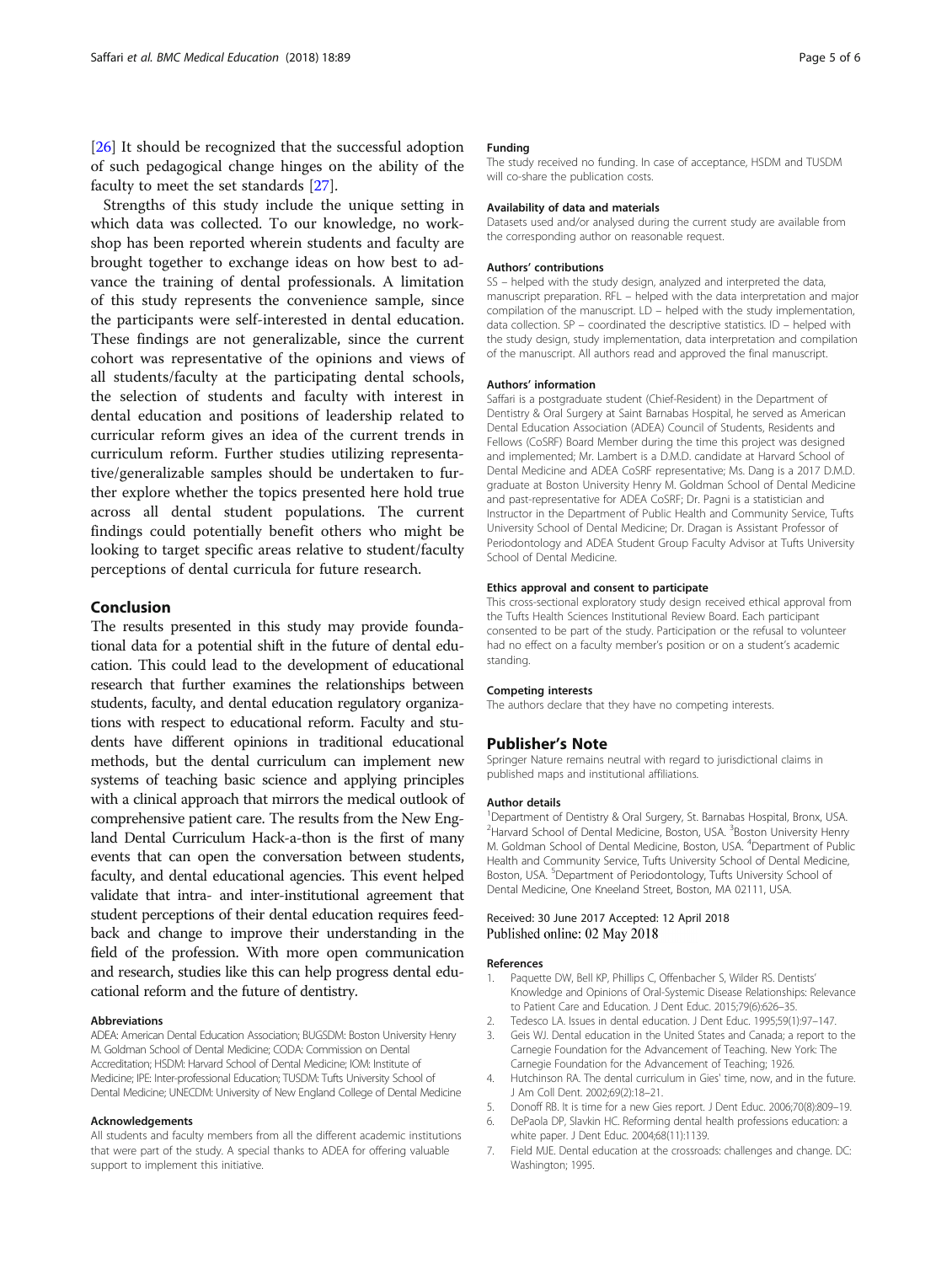[26] It should be recognized that the successful adoption of such pedagogical change hinges on the ability of the faculty to meet the set standards [27].

Strengths of this study include the unique setting in which data was collected. To our knowledge, no workshop has been reported wherein students and faculty are brought together to exchange ideas on how best to advance the training of dental professionals. A limitation of this study represents the convenience sample, since the participants were self-interested in dental education. These findings are not generalizable, since the current cohort was representative of the opinions and views of all students/faculty at the participating dental schools, the selection of students and faculty with interest in dental education and positions of leadership related to curricular reform gives an idea of the current trends in curriculum reform. Further studies utilizing representative/generalizable samples should be undertaken to further explore whether the topics presented here hold true across all dental student populations. The current findings could potentially benefit others who might be looking to target specific areas relative to student/faculty perceptions of dental curricula for future research.

## Conclusion

The results presented in this study may provide foundational data for a potential shift in the future of dental education. This could lead to the development of educational research that further examines the relationships between students, faculty, and dental education regulatory organizations with respect to educational reform. Faculty and students have different opinions in traditional educational methods, but the dental curriculum can implement new systems of teaching basic science and applying principles with a clinical approach that mirrors the medical outlook of comprehensive patient care. The results from the New England Dental Curriculum Hack-a-thon is the first of many events that can open the conversation between students, faculty, and dental educational agencies. This event helped validate that intra- and inter-institutional agreement that student perceptions of their dental education requires feedback and change to improve their understanding in the field of the profession. With more open communication and research, studies like this can help progress dental educational reform and the future of dentistry.

#### Abbreviations

ADEA: American Dental Education Association; BUGSDM: Boston University Henry M. Goldman School of Dental Medicine; CODA: Commission on Dental Accreditation; HSDM: Harvard School of Dental Medicine; IOM: Institute of Medicine; IPE: Inter-professional Education; TUSDM: Tufts University School of Dental Medicine; UNECDM: University of New England College of Dental Medicine

#### Acknowledgements

All students and faculty members from all the different academic institutions that were part of the study. A special thanks to ADEA for offering valuable support to implement this initiative.

#### Funding

The study received no funding. In case of acceptance, HSDM and TUSDM will co-share the publication costs.

#### Availability of data and materials

Datasets used and/or analysed during the current study are available from the corresponding author on reasonable request.

#### Authors' contributions

SS – helped with the study design, analyzed and interpreted the data, manuscript preparation. RFL – helped with the data interpretation and major compilation of the manuscript. LD – helped with the study implementation, data collection. SP – coordinated the descriptive statistics. ID – helped with the study design, study implementation, data interpretation and compilation of the manuscript. All authors read and approved the final manuscript.

#### Authors' information

Saffari is a postgraduate student (Chief-Resident) in the Department of Dentistry & Oral Surgery at Saint Barnabas Hospital, he served as American Dental Education Association (ADEA) Council of Students, Residents and Fellows (CoSRF) Board Member during the time this project was designed and implemented; Mr. Lambert is a D.M.D. candidate at Harvard School of Dental Medicine and ADEA CoSRF representative; Ms. Dang is a 2017 D.M.D. graduate at Boston University Henry M. Goldman School of Dental Medicine and past-representative for ADEA CoSRF; Dr. Pagni is a statistician and Instructor in the Department of Public Health and Community Service, Tufts University School of Dental Medicine; Dr. Dragan is Assistant Professor of Periodontology and ADEA Student Group Faculty Advisor at Tufts University School of Dental Medicine.

#### Ethics approval and consent to participate

This cross-sectional exploratory study design received ethical approval from the Tufts Health Sciences Institutional Review Board. Each participant consented to be part of the study. Participation or the refusal to volunteer had no effect on a faculty member's position or on a student's academic standing.

#### Competing interests

The authors declare that they have no competing interests.

## Publisher's Note

Springer Nature remains neutral with regard to jurisdictional claims in published maps and institutional affiliations.

#### Author details

[1]Department of Dentistry & Oral Surgery, St. Barnabas Hospital, Bronx, USA. [2]Harvard School of Dental Medicine, Boston, USA. [3]Boston University Henry M. Goldman School of Dental Medicine, Boston, USA. [4]Department of Public Health and Community Service, Tufts University School of Dental Medicine, Boston, USA. [5]Department of Periodontology, Tufts University School of Dental Medicine, One Kneeland Street, Boston, MA 02111, USA.

Received: 30 June 2017 Accepted: 12 April 2018
Published online: 02 May 2018

#### References

1. Paquette DW, Bell KP, Phillips C, Offenbacher S, Wilder RS. Dentists' Knowledge and Opinions of Oral-Systemic Disease Relationships: Relevance to Patient Care and Education. J Dent Educ. 2015;79(6):626–35.
2. Tedesco LA. Issues in dental education. J Dent Educ. 1995;59(1):97–147.
3. Geis WJ. Dental education in the United States and Canada; a report to the Carnegie Foundation for the Advancement of Teaching. New York: The Carnegie Foundation for the Advancement of Teaching; 1926.
4. Hutchinson RA. The dental curriculum in Gies' time, now, and in the future. J Am Coll Dent. 2002;69(2):18–21.
5. Donoff RB. It is time for a new Gies report. J Dent Educ. 2006;70(8):809–19.
6. DePaola DP, Slavkin HC. Reforming dental health professions education: a white paper. J Dent Educ. 2004;68(11):1139.
7. Field MJE. Dental education at the crossroads: challenges and change. DC: Washington; 1995.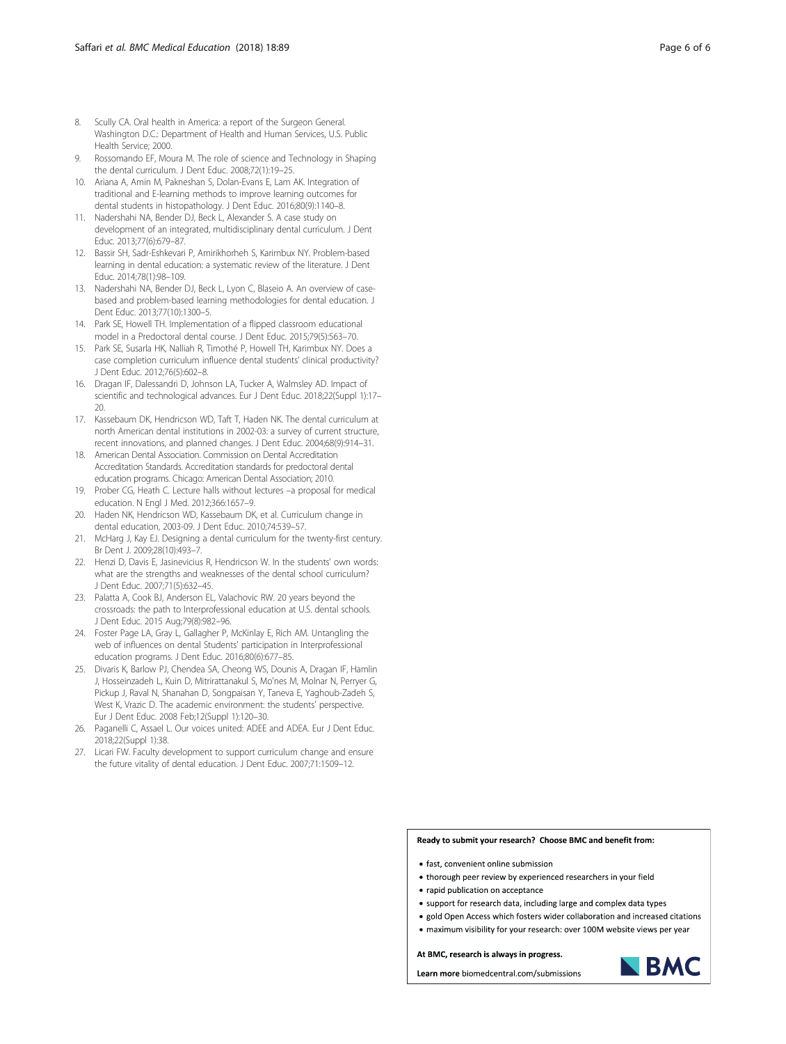8. Scully CA. Oral health in America: a report of the Surgeon General. Washington D.C.: Department of Health and Human Services, U.S. Public Health Service; 2000.
9. Rossomando EF, Moura M. The role of science and Technology in Shaping the dental curriculum. J Dent Educ. 2008;72(1):19–25.
10. Ariana A, Amin M, Pakneshan S, Dolan-Evans E, Lam AK. Integration of traditional and E-learning methods to improve learning outcomes for dental students in histopathology. J Dent Educ. 2016;80(9):1140–8.
11. Nadershahi NA, Bender DJ, Beck L, Alexander S. A case study on development of an integrated, multidisciplinary dental curriculum. J Dent Educ. 2013;77(6):679–87.
12. Bassir SH, Sadr-Eshkevari P, Amirikhorheh S, Karimbux NY. Problem-based learning in dental education: a systematic review of the literature. J Dent Educ. 2014;78(1):98–109.
13. Nadershahi NA, Bender DJ, Beck L, Lyon C, Blaseio A. An overview of case-based and problem-based learning methodologies for dental education. J Dent Educ. 2013;77(10):1300–5.
14. Park SE, Howell TH. Implementation of a flipped classroom educational model in a Predoctoral dental course. J Dent Educ. 2015;79(5):563–70.
15. Park SE, Susarla HK, Nalliah R, Timothé P, Howell TH, Karimbux NY. Does a case completion curriculum influence dental students' clinical productivity? J Dent Educ. 2012;76(5):602–8.
16. Dragan IF, Dalessandri D, Johnson LA, Tucker A, Walmsley AD. Impact of scientific and technological advances. Eur J Dent Educ. 2018;22(Suppl 1):17–20.
17. Kassebaum DK, Hendricson WD, Taft T, Haden NK. The dental curriculum at north American dental institutions in 2002-03: a survey of current structure, recent innovations, and planned changes. J Dent Educ. 2004;68(9):914–31.
18. American Dental Association. Commission on Dental Accreditation Accreditation Standards. Accreditation standards for predoctoral dental education programs. Chicago: American Dental Association; 2010.
19. Prober CG, Heath C. Lecture halls without lectures –a proposal for medical education. N Engl J Med. 2012;366:1657–9.
20. Haden NK, Hendricson WD, Kassebaum DK, et al. Curriculum change in dental education, 2003-09. J Dent Educ. 2010;74:539–57.
21. McHarg J, Kay EJ. Designing a dental curriculum for the twenty-first century. Br Dent J. 2009;28(10):493–7.
22. Henzi D, Davis E, Jasinevicius R, Hendricson W. In the students' own words: what are the strengths and weaknesses of the dental school curriculum? J Dent Educ. 2007;71(5):632–45.
23. Palatta A, Cook BJ, Anderson EL, Valachovic RW. 20 years beyond the crossroads: the path to Interprofessional education at U.S. dental schools. J Dent Educ. 2015 Aug;79(8):982–96.
24. Foster Page LA, Gray L, Gallagher P, McKinlay E, Rich AM. Untangling the web of influences on dental Students' participation in Interprofessional education programs. J Dent Educ. 2016;80(6):677–85.
25. Divaris K, Barlow PJ, Chendea SA, Cheong WS, Dounis A, Dragan IF, Hamlin J, Hosseinzadeh L, Kuin D, Mitrirattanakul S, Mo'nes M, Molnar N, Perryer G, Pickup J, Raval N, Shanahan D, Songpaisan Y, Taneva E, Yaghoub-Zadeh S, West K, Vrazic D. The academic environment: the students' perspective. Eur J Dent Educ. 2008 Feb;12(Suppl 1):120–30.
26. Paganelli C, Assael L. Our voices united: ADEE and ADEA. Eur J Dent Educ. 2018;22(Suppl 1):38.
27. Licari FW. Faculty development to support curriculum change and ensure the future vitality of dental education. J Dent Educ. 2007;71:1509–12.

**Ready to submit your research? Choose BMC and benefit from:**

- fast, convenient online submission
- thorough peer review by experienced researchers in your field
- rapid publication on acceptance
- support for research data, including large and complex data types
- gold Open Access which fosters wider collaboration and increased citations
- maximum visibility for your research: over 100M website views per year

**At BMC, research is always in progress.**

**Learn more** biomedcentral.com/submissions

BMC